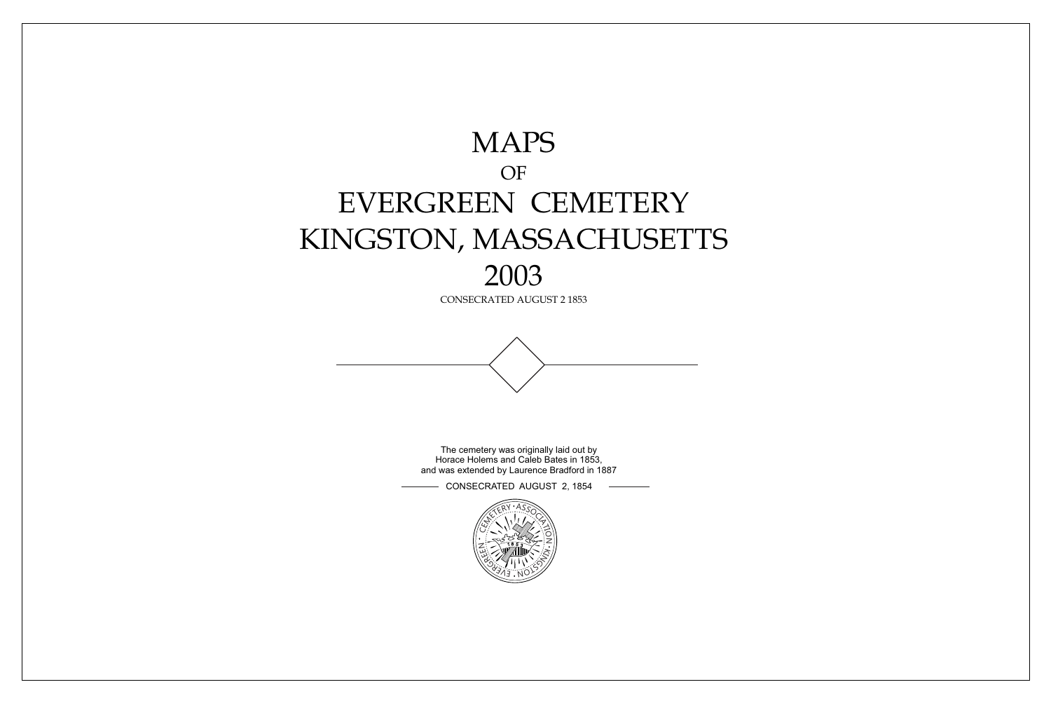# MAPS

OF

# EVERGREEN CEMETERY
# KINGSTON, MASSACHUSETTS
# 2003

CONSECRATED AUGUST 2 1853

The cemetery was originally laid out by
Horace Holems and Caleb Bates in 1853,
and was extended by Laurence Bradford in 1887

CONSECRATED AUGUST 2, 1854

EVERGREEN · CEMETERY · ASSOCIATION · KINGSTON · 1853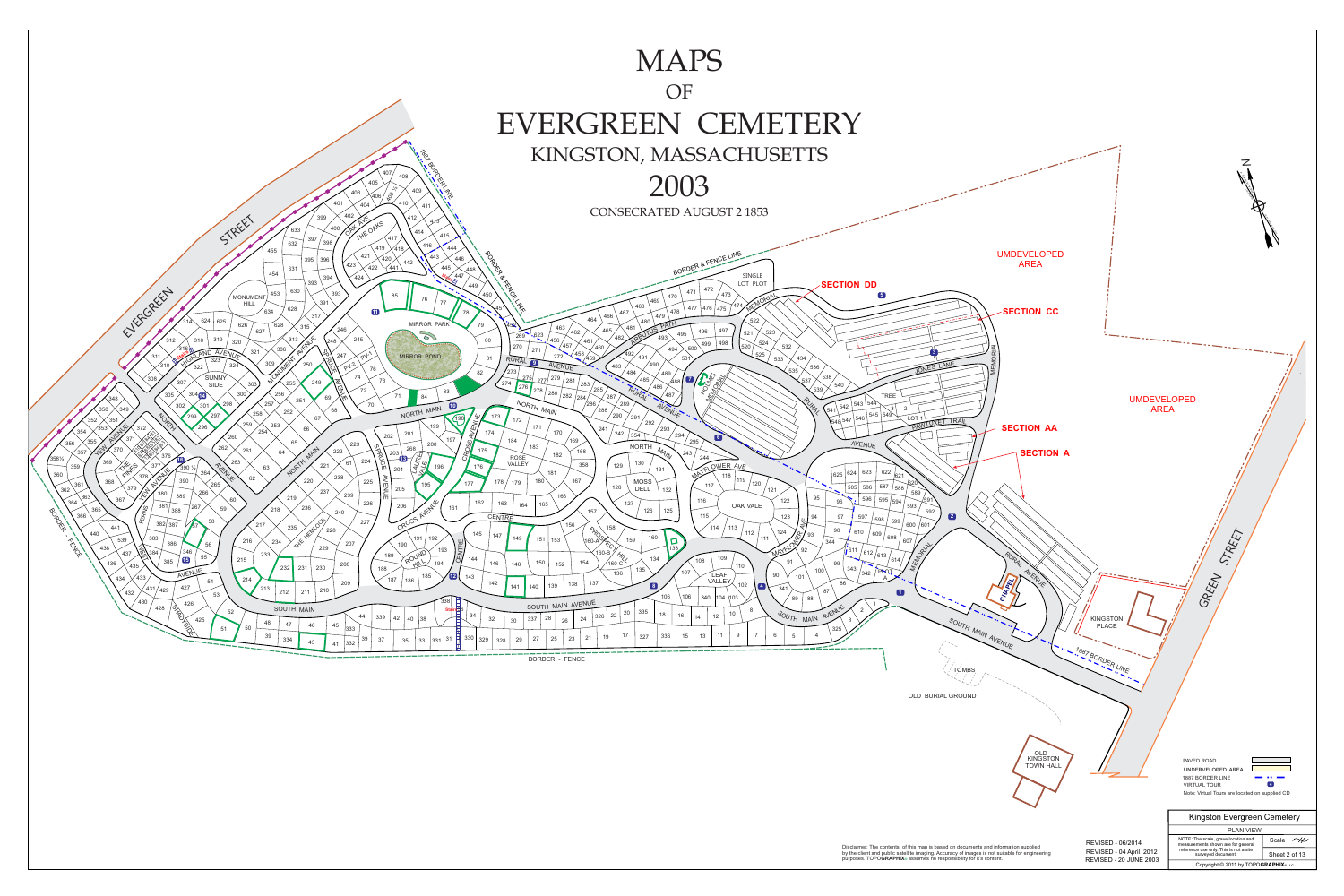# MAPS

## OF

# EVERGREEN CEMETERY

## KINGSTON, MASSACHUSETTS

## 2003

CONSECRATED AUGUST 2 1853

SECTION DD

SECTION CC

SECTION AA

SECTION A

UMDEVELOPED AREA

UMDEVELOPED AREA

EVERGREEN STREET

GREEN STREET

KINGSTON PLACE

OLD BURIAL GROUND

OLD KINGSTON TOWN HALL

TOMBS

CHAPEL

MIRROR POND

MIRROR PARK

MONUMENT HILL

SUNNY SIDE

ROSE VALLEY

MOSS DELL

OAK VALE

LEAF VALLEY

THE OAKS

THE PINES

THE HEMLOCK

1887 BORDER LINE

BORDER & FENCE LINE

BORDER - FENCE

PAVED ROAD

UNDERDEVELOPED AREA

1887 BORDER LINE

VIRTUAL TOUR

Note: Virtual Tours are located on supplied CD

| Kingston Evergreen Cemetery | |
|---|---|
| PLAN VIEW | |
| NOTE: The scale, grave location and measurements shown are for general reference use only. This is not a site surveyed document. | Scale |
| | Sheet 2 of 13 |
| Copyright © 2011 by TOPOGRAPHIX | |

REVISED - 06/2014

REVISED - 04 April 2012

REVISED - 20 JUNE 2003

Disclaimer: The contents of this map is based on documents and information supplied by the client and public satellite imaging. Accuracy of images is not suitable for engineering purposes. TOPOGRAPHIX assumes no responsibility for it's content.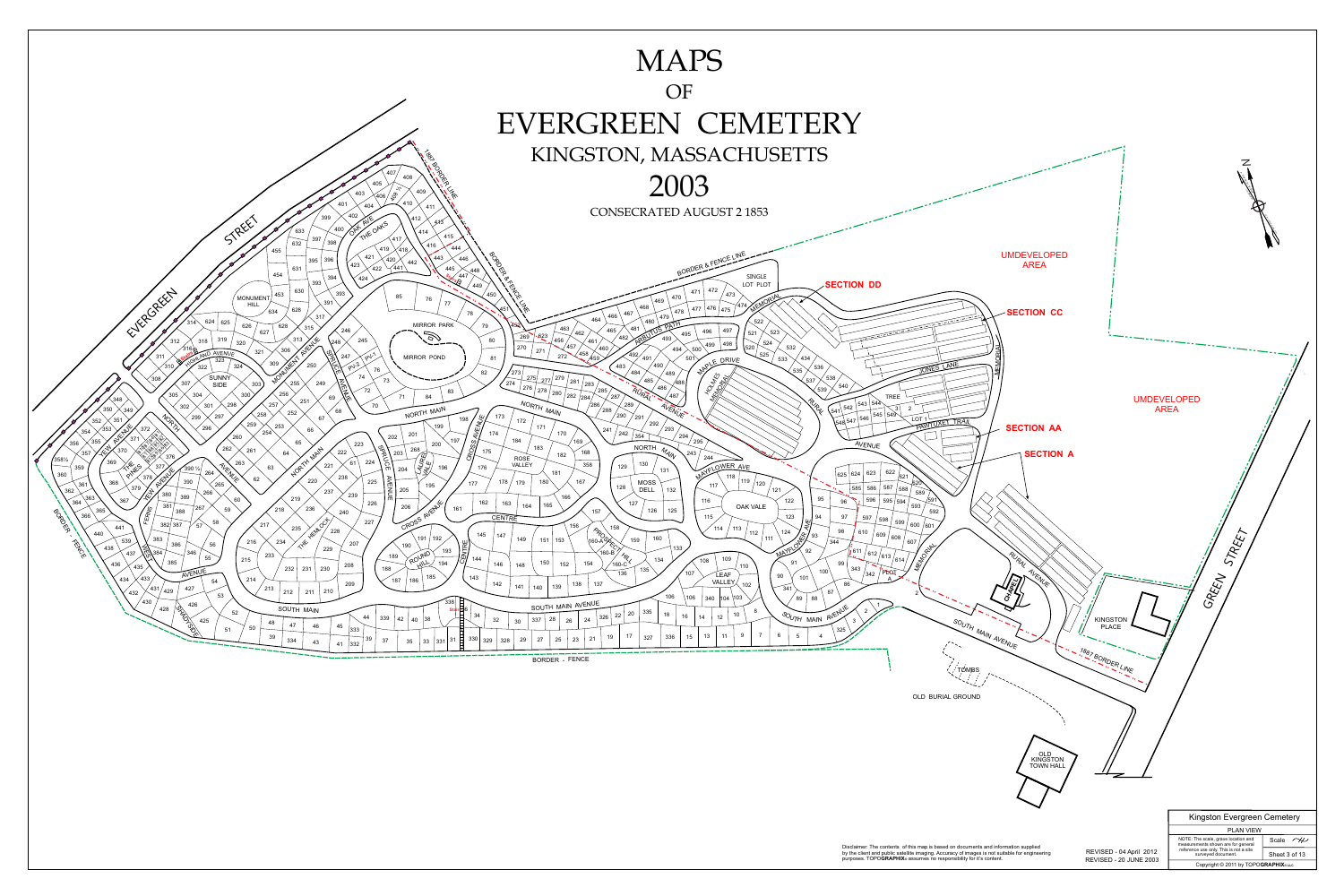# MAPS

## OF

# EVERGREEN CEMETERY

## KINGSTON, MASSACHUSETTS

## 2003

CONSECRATED AUGUST 2 1853

SECTION DD

SECTION CC

SECTION AA

SECTION A

UMDEVELOPED AREA

UMDEVELOPED AREA

EVERGREEN STREET

GREEN STREET

1887 BORDER LINE

BORDER & FENCE LINE

BORDER - FENCE

OLD BURIAL GROUND

TOMBS

OLD KINGSTON TOWN HALL

KINGSTON PLACE

CHAPEL

Disclaimer: The contents of this map is based on documents and information supplied by the client and public satellite imaging. Accuracy of images is not suitable for engineering purposes. TOPOGRAPHIX assumes no responsibility for it's content.

REVISED - 04 April 2012
REVISED - 20 JUNE 2003

| Kingston Evergreen Cemetery | |
|---|---|
| PLAN VIEW | |
| NOTE: The scale, grave location and measurements shown are for general reference use only. This is not a site surveyed document. | Scale |
| | Sheet 3 of 13 |
| Copyright © 2011 by TOPOGRAPHIX LLC | |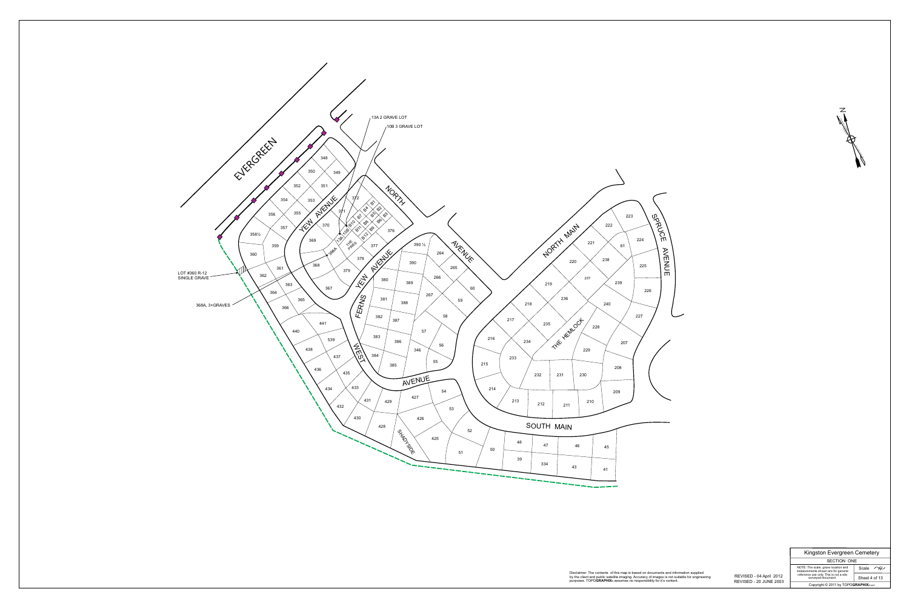EVERGREEN

YEW AVENUE

NORTH

AVENUE

NORTH MAIN

SPRUCE AVENUE

THE HEMLOCK

SOUTH MAIN

FERNS

WEST

AVENUE

SHADYSIDE

THE PINES

13A 2 GRAVE LOT

10B 3 GRAVE LOT

LOT #360 R-12
SINGLE GRAVE

368A, 3+GRAVES

348, 349, 350, 351, 352, 353, 354, 355, 356, 357, 358½, 359, 360, 361, 362, 363, 364, 365, 366, 367, 368, 368A, 369, 370, 371, 372, 376, 377, 378, 379, 380, 381, 382, 383, 384, 385, 386, 387, 388, 389, 390, 390 ½

13A, 10B, B1, B2, B3, B4, B5, B6, B7, B8, B9, B10, B11, B12

264, 265, 266, 267, 60, 59, 58, 57, 56, 55, 346

441, 440, 539, 438, 437, 436, 435, 434, 433, 432, 431, 430, 429, 428, 427, 426, 425, 54, 53, 52, 51, 50

48, 47, 46, 45, 39, 334, 43, 41

217, 216, 215, 214, 213, 212, 211, 210, 209, 208, 207, 218, 219, 220, 221, 222, 223, 224, 225, 226, 227, 228, 229, 230, 231, 232, 233, 234, 235, 236, 237, 238, 239, 240, 61

Disclaimer: The contents of this map is based on documents and information supplied by the client and public satellite imaging. Accuracy of images is not suitable for engineering purposes. TOPOGRAPHIX assumes no responsibility for it's content.

REVISED - 04 April 2012
REVISED - 20 JUNE 2003

| Kingston Evergreen Cemetery | |
|---|---|
| SECTION ONE | |
| NOTE: The scale, grave location and measurements shown are for general reference use only. This is not a site surveyed document. | Scale: NTS |
| | Sheet 4 of 13 |
| Copyright © 2011 by TOPOGRAPHIX | |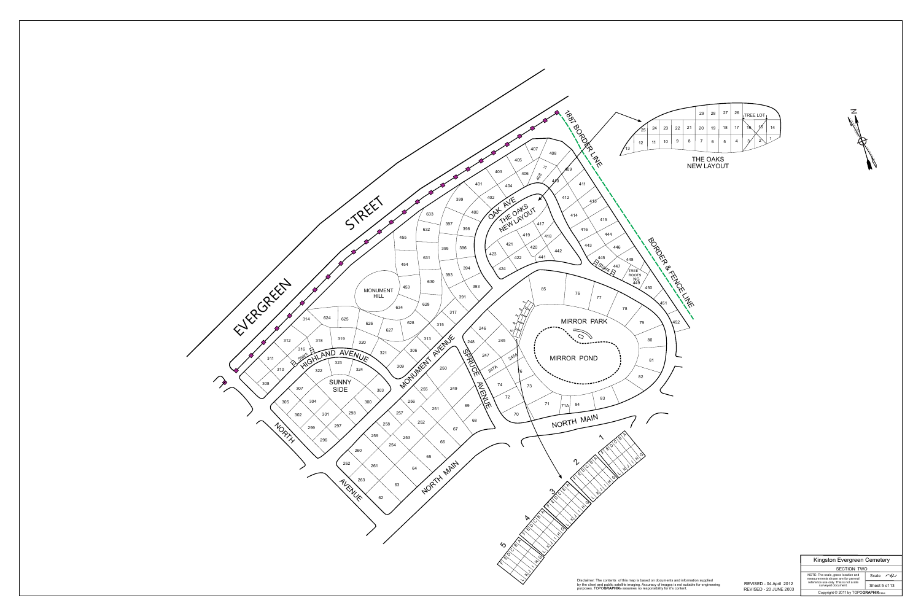EVERGREEN STREET

1887 BORDER LINE

BORDER & FENCE LINE

THE OAKS NEW LAYOUT

TREE LOT

OAK AVE

THE OAKS NEW LAYOUT

MONUMENT HILL

MONUMENT AVENUE

HIGHLAND AVENUE

SUNNY SIDE

SPRUCE AVENUE

MIRROR PARK

MIRROR POND

NORTH MAIN

NORTH AVENUE

NORTH MAIN

Stairs

TREE ROOTS NG 449

Disclaimer: The contents of this map is based on documents and information supplied by the client and public satellite imaging. Accuracy of images is not suitable for engineering purposes. TOPO**GRAPHIX** assumes no responsibility for it's content.

REVISED - 04 April 2012
REVISED - 20 JUNE 2003

| Kingston Evergreen Cemetery | |
|---|---|
| SECTION TWO | |
| NOTE: The scale, grave location and measurements shown are for general reference use only. This is not a site surveyed document. | Scale |
| | Sheet 5 of 13 |
| Copyright © 2011 by TOPO**GRAPHIX** | |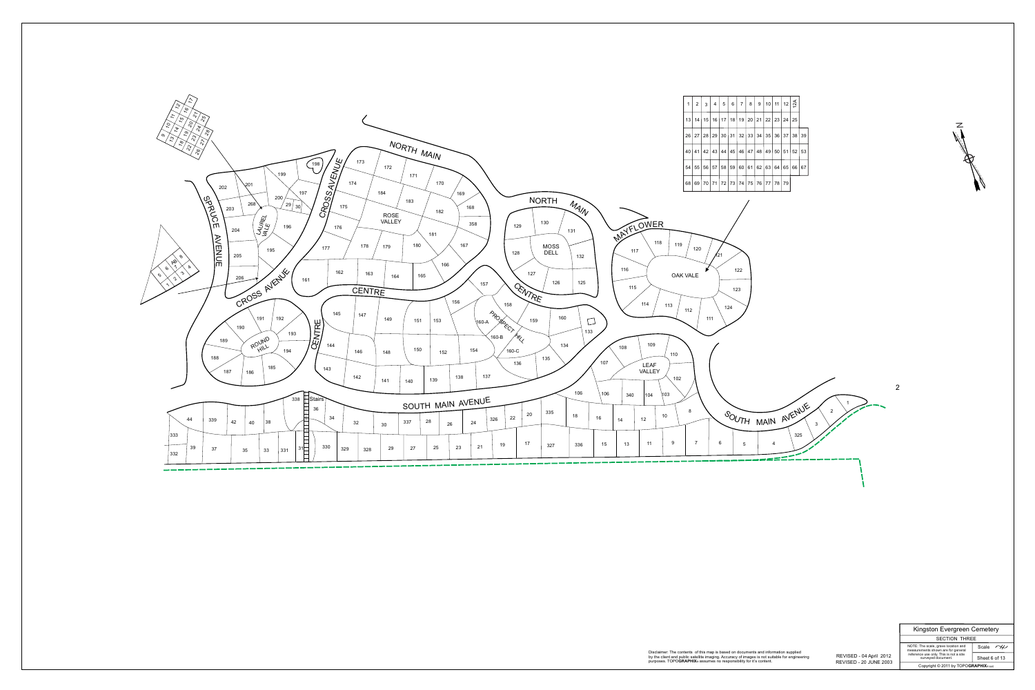# Kingston Evergreen Cemetery

SECTION THREE

NOTE: The scale, grave location and measurements shown are for general reference use only. This is not a site surveyed document.

Scale: n/a

Copyright © 2011 by TOPOGRAPHIX

REVISED - 04 April 2012
REVISED - 20 JUNE 2003

Disclaimer: The contents of this map is based on documents and information supplied by the client and public satellite imaging. Accuracy of images is not suitable for engineering purposes. TOPOGRAPHIX assumes no responsibility for it's content.

| 1 | 2 | 3 | 4 | 5 | 6 | 7 | 8 | 9 | 10 | 11 | 12 | 12A | |
|---|---|---|---|---|---|---|---|---|---|---|---|---|---|
| 13 | 14 | 15 | 16 | 17 | 18 | 19 | 20 | 21 | 22 | 23 | 24 | 25 | |
| 26 | 27 | 28 | 29 | 30 | 31 | 32 | 33 | 34 | 35 | 36 | 37 | 38 | 39 |
| 40 | 41 | 42 | 43 | 44 | 45 | 46 | 47 | 48 | 49 | 50 | 51 | 52 | 53 |
| 54 | 55 | 56 | 57 | 58 | 59 | 60 | 61 | 62 | 63 | 64 | 65 | 66 | 67 |
| 68 | 69 | 70 | 71 | 72 | 73 | 74 | 75 | 76 | 77 | 78 | 79 | | |

NORTH MAIN · CROSS AVENUE · SPRUCE AVENUE · LAUREL VALE · ROSE VALLEY · MOSS DELL · MAYFLOWER · OAK VALE · CENTRE · PROSPECT HILL · ROUND HILL · LEAF VALLEY · SOUTH MAIN AVENUE · Stairs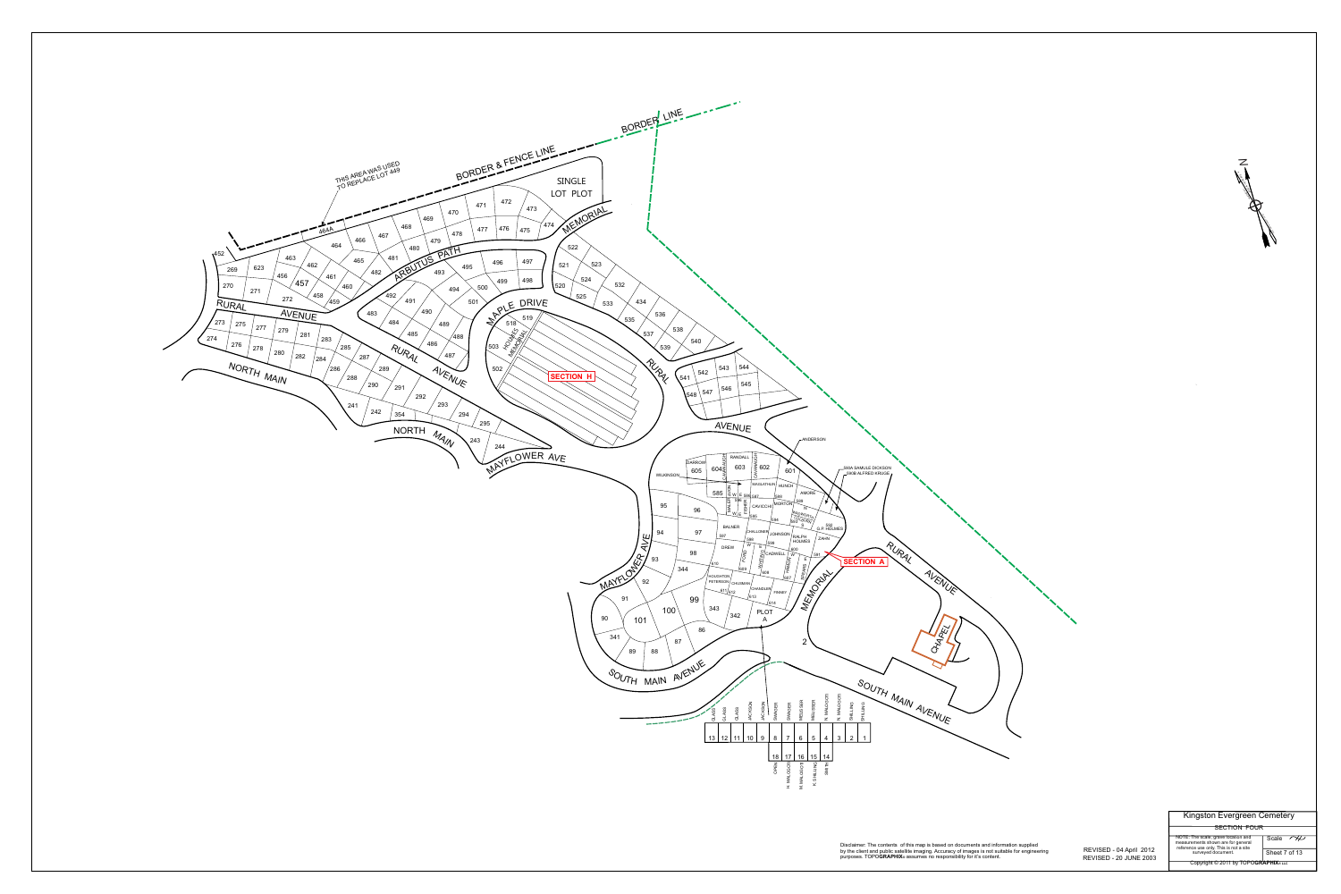BORDER LINE

BORDER & FENCE LINE

THIS AREA WAS USED TO REPLACE LOT 449

SINGLE LOT PLOT

ARBUTUS PATH

MEMORIAL

MAPLE DRIVE

RURAL AVENUE

NORTH MAIN

SECTION H

HOLMES MEMORIAL

RURAL AVENUE

NORTH MAIN

MAYFLOWER AVE

RURAL

AVENUE

ANDERSON

593A SAMUEL DICKSON
593B ALFRED KRUGE

SECTION A

MAYFLOWER AVE

MEMORIAL

RURAL AVENUE

CHAPEL

PLOT A

SOUTH MAIN AVENUE

SOUTH MAIN AVENUE

| 13 | 12 | 11 | 10 | 9 | 8 | 7 | 6 | 5 | 4 | 3 | 2 | 1 |
|---|---|---|---|---|---|---|---|---|---|---|---|---|
| GLASS | GLASS | GLASS | JACKSON | JACKSON | SHAFER | SHAFER | REDSTEIN | REDSTEIN | N. MALCOLM | N. MALCOLM | SHILLING | SHILLING |

| 18 | 17 | 16 | 15 | 14 |
|---|---|---|---|---|
| ORPIN | H. MALCOLM | H. MALCOLM | K. SHILLING | SMITH |

Disclaimer: The contents of this map is based on documents and information supplied by the client and public satellite imaging. Accuracy of images is not suitable for engineering purposes. TOPOGRAPHIX assumes no responsibility for it's content.

REVISED - 04 April 2012
REVISED - 20 JUNE 2003

| Kingston Evergreen Cemetery | |
|---|---|
| SECTION FOUR | |
| NOTE: The scale, grave location and measurements shown are for general reference use only. This is not a site surveyed document. | Scale N/A |
| | Sheet 7 of 13 |
| Copyright © 2011 by TOPOGRAPHIX LLC | |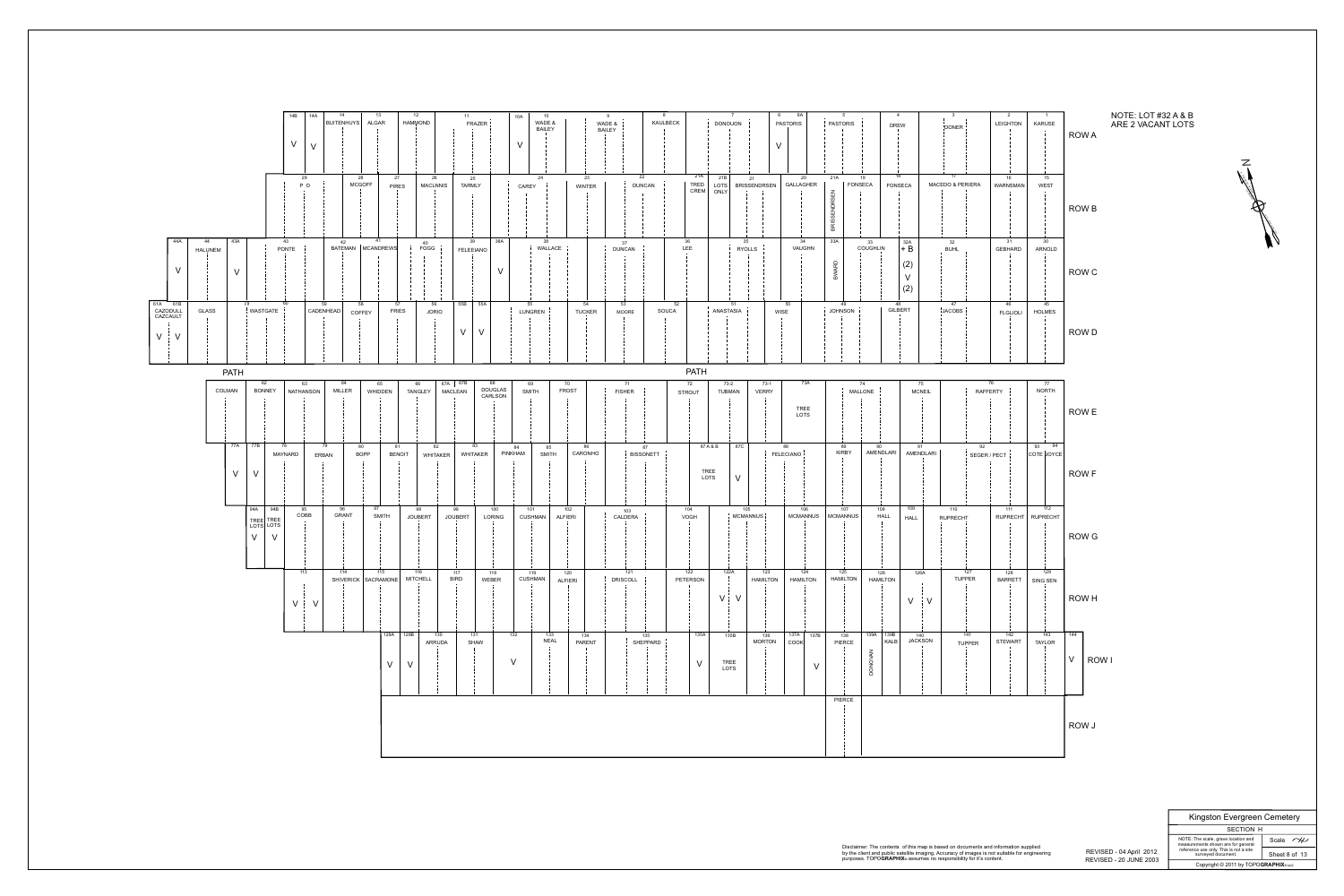NOTE: LOT #32 A & B ARE 2 VACANT LOTS

## ROW A

| 14B | 14A | 14 | 13 | 12 | 11 | 10A | 10 | 9 | 8 | 7 | 6 | 6A | 5 | 4 | 3 | 2 | 1 |
|---|---|---|---|---|---|---|---|---|---|---|---|---|---|---|---|---|---|
| V | V | BUITENHUYS | ALGAR | HAMMOND | FRAZER | V | WADE & BAILEY | WADE & BAILEY | KAULBECK | DONOUGN | V | PASTORIS | PASTORIS | DREW | DONER | LEIGHTON | KARUSE |

## ROW B

| 29 | 28 | 27 | 26 | 25 | 24 | 23 | 22 | 21A | 21B | 21 | 20 | 21A | 19 | 18 | 17 | 16 | 15 |
|---|---|---|---|---|---|---|---|---|---|---|---|---|---|---|---|---|---|
| P O | MCGOFF | PIRES | MACLNNIS | TARMLY | CAREY | WINTER | DUNCAN | TRED CREM | LOTS ONLY | BRISSENDRSEN | GALLAGHER | BRISSENDREN | FONSECA | FONSECA | MACEDO & PERIERA | WARNSMAN | WEST |

## ROW C

| 44A | 44 | 43A | 43 | 42 | 41 | 40 | 39 | 38A | 38 | 37 | 36 | 35 | 34 | 33A | 33 | 32A + B | 32 | 31 | 30 |
|---|---|---|---|---|---|---|---|---|---|---|---|---|---|---|---|---|---|---|---|
| V | HALUNEM | V | PONTE | BATEMAN | MCANDREWS | FOGG | FELEEIANO | V | WALLACE | DUNCAN | LEE | RYOLLS | VAUGHN | BWARD | COUGHLIN | (2) V (2) | BUHL | GEBHARD | ARNOLD |

## ROW D

| 61A | 61B | 61 | 60 | 59 | 58 | 57 | 56 | 55B | 55A | 55 | 54 | 53 | 52 | 51 | 50 | 49 | 48 | 47 | 46 | 45 |
|---|---|---|---|---|---|---|---|---|---|---|---|---|---|---|---|---|---|---|---|---|
| CAZODULL CAZCAULT V | V | GLASS | WASTGATE | CADENHEAD | COFFEY | FRIES | JORIO | V | V | LUNGREN | TUCKER | MOORE | SOUCA | ANASTASIA | WISE | JOHNSON | GILBERT | JACOBS | FLGLIOLI | HOLMES |

PATH

PATH

## ROW E

| | 62 | 63 | 64 | 65 | 66 | 67A | 67B | 68 | 69 | 70 | 71 | 72 | 73-2 | 73-1 | 73A | 74 | 75 | 76 | 77 |
|---|---|---|---|---|---|---|---|---|---|---|---|---|---|---|---|---|---|---|---|
| COLMAN | BONNEY | NATHANSON | MILLER | WHIDDEN | TANGLEY | MACLEAN | | DOUGLAS CARLSON | SMITH | FROST | FISHER | STROUT | TUBMAN | VERRY | TREE LOTS | MALLONE | MCNEIL | RAFFERTY | NORTH |

## ROW F

| 77A | 77B | 78 | 79 | 80 | 81 | 82 | 83 | 84 | 85 | 86 | 87 | 87A & B | 87C | 88 | 89 | 90 | 91 | 92 | 93 | 94 |
|---|---|---|---|---|---|---|---|---|---|---|---|---|---|---|---|---|---|---|---|---|
| V | V | MAYNARD | ERBAN | BOPP | BENOIT | WHITAKER | WHITAKER | PINKHAM | SMITH | CARONHO | BISSONETT | TREE LOTS | V | FELECIANO | KIRBY | AMENDLARI | AMENDLARI | SEGER / PECT | COTE | JOYCE |

## ROW G

| 94A | 94B | 95 | 96 | 97 | 98 | 99 | 100 | 101 | 102 | 103 | 104 | 105 | 106 | 107 | 108 | 109 | 110 | 111 | 112 |
|---|---|---|---|---|---|---|---|---|---|---|---|---|---|---|---|---|---|---|---|
| TREE LOTS V | TREE LOTS V | COBB | GRANT | SMITH | JOUBERT | JOUBERT | LORING | CUSHMAN | ALFIERI | CALDERA | VOGH | MCMANNUS | MCMANNUS | MCMANNUS | HALL | HALL | RUPRECHT | RUPRECHT | RUPRECHT |

## ROW H

| 113 | 114 | 115 | 116 | 117 | 118 | 119 | 120 | 121 | 122 | 122A | 123 | 124 | 125 | 126 | 126A | 127 | 128 | 129 |
|---|---|---|---|---|---|---|---|---|---|---|---|---|---|---|---|---|---|---|
| V V | SHIVERICK | SACRAMONE | MITCHELL | BIRD | WEBER | CUSHMAN | ALFIERI | DRISCOLL | PETERSON | V V | HAMILTON | HAMILTON | HAMILTON | HAMILTON | V V | TUPPER | BARRETT | SING SEN |

## ROW I

| 129A | 129B | 130 | 131 | 132 | 133 | 134 | 135 | 135A | 135B | 136 | 137A | 137B | 138 | 139A | 139B | 140 | 141 | 142 | 143 | 144 |
|---|---|---|---|---|---|---|---|---|---|---|---|---|---|---|---|---|---|---|---|---|
| V | V | ARRUDA | SHAW | V | NEAL | PARENT | SHEPPARD | V | TREE LOTS | MORTON | COOK | V | PIERCE | DONOVAN | KALB | JACKSON | TUPPER | STEWART | TAYLOR | V |

## ROW J

PIERCE

Disclaimer: The contents of this map is based on documents and information supplied by the client and public satellite imaging. Accuracy of images is not suitable for engineering purposes. TOPOGRAPHIX assumes no responsibility for it's content.

REVISED - 04 April 2012
REVISED - 20 JUNE 2003

| Kingston Evergreen Cemetery | |
|---|---|
| SECTION H | |
| NOTE: The scale, grave location and measurements shown are for general reference use only. This is not a site surveyed document. | Scale |
| | Sheet 8 of 13 |
| Copyright © 2011 by TOPOGRAPHIX LLC | |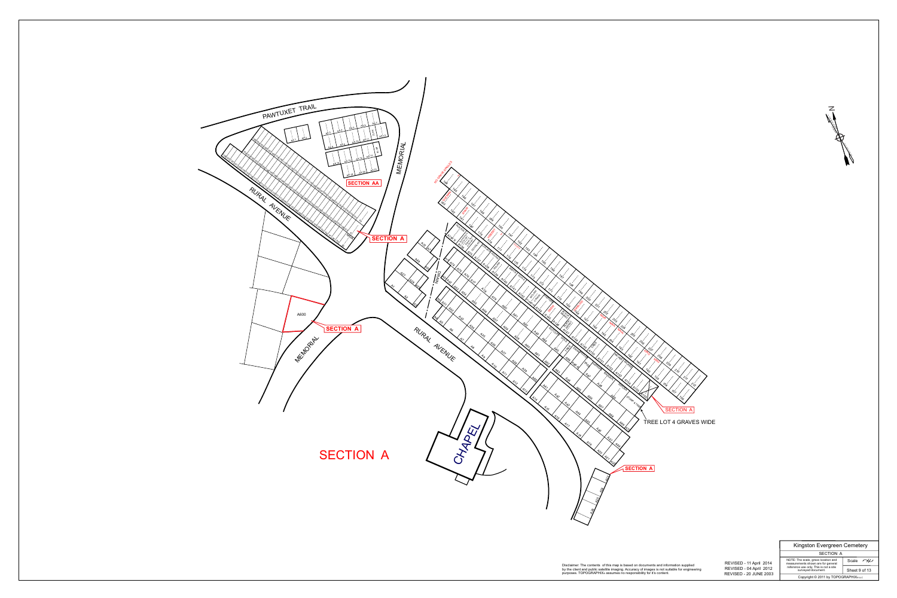PAWTUXET TRAIL

MEMORIAL

RURAL AVENUE

SECTION AA

SECTION A

SECTION A

A600

MEMORIAL

RURAL AVENUE

DRAIN

CHAPEL

SECTION A

TREE LOT 4 GRAVES WIDE

SECTION A

SECTION A

N

Disclaimer: The contents of this map is based on documents and information supplied by the client and public satellite imaging. Accuracy of images is not suitable for engineering purposes. TOPOGRAPHIX® assumes no responsibility for it's content.

REVISED - 11 April 2014
REVISED - 04 April 2012
REVISED - 20 JUNE 2003

| Kingston Evergreen Cemetery | |
|---|---|
| SECTION A | |
| NOTE: The scale, grave location and measurements shown are for general reference use only. This is not a site surveyed document. | Scale |
| | Sheet 9 of 13 |
| Copyright © 2011 by TOPOGRAPHIX® LLC | |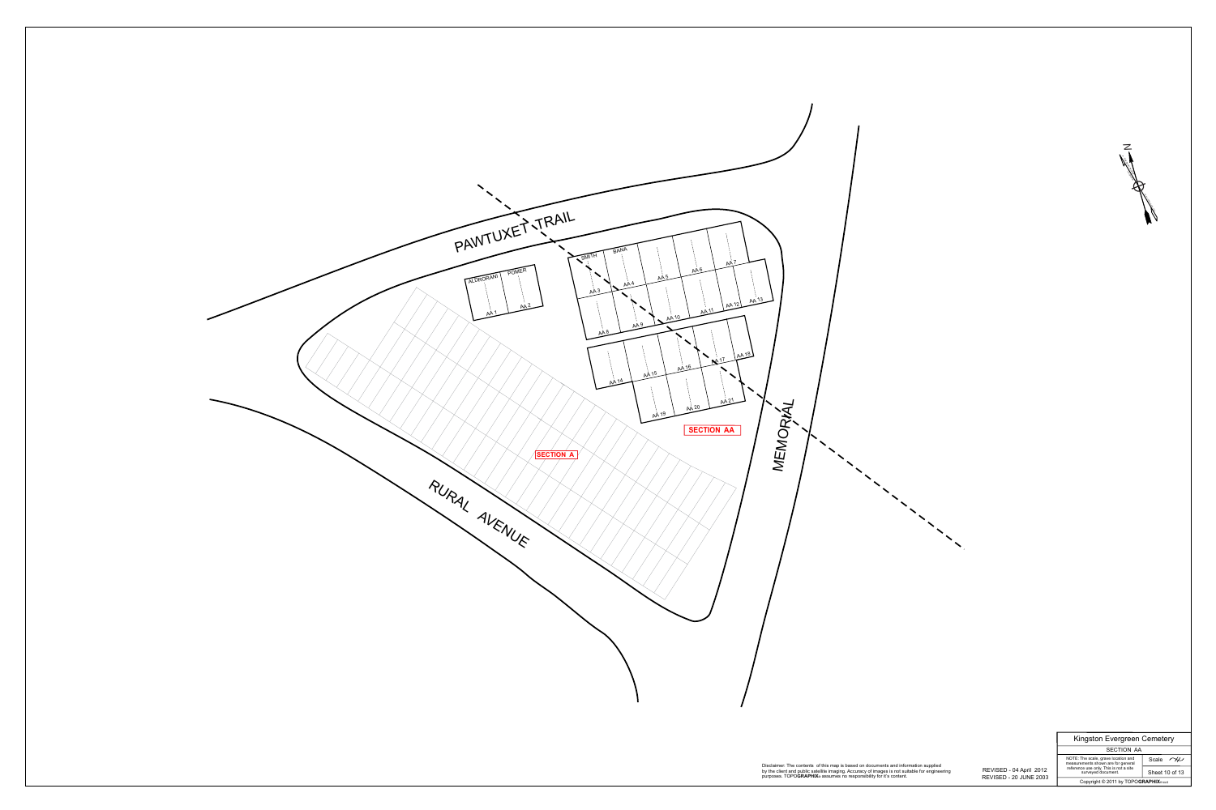PAWTUXET TRAIL

MEMORIAL

RURAL AVENUE

ALDRORANI

POMER

AA 1

AA 2

SMITH

BANA

AA 3

AA 4

AA 5

AA 6

AA 7

AA 8

AA 9

AA 10

AA 11

AA 12

AA 13

AA 14

AA 15

AA 16

AA 17

AA 18

AA 19

AA 20

AA 21

SECTION AA

SECTION A

N

Disclaimer: The contents of this map is based on documents and information supplied by the client and public satellite imaging. Accuracy of images is not suitable for engineering purposes. TOPOGRAPHIX® assumes no responsibility for it's content.

REVISED - 04 April 2012
REVISED - 20 JUNE 2003

| Kingston Evergreen Cemetery | |
|---|---|
| SECTION AA | |
| NOTE: The scale, grave location and measurements shown are for general reference use only. This is not a site surveyed document. | Scale NTS |
| | Sheet 10 of 13 |
| Copyright © 2011 by TOPOGRAPHIX | |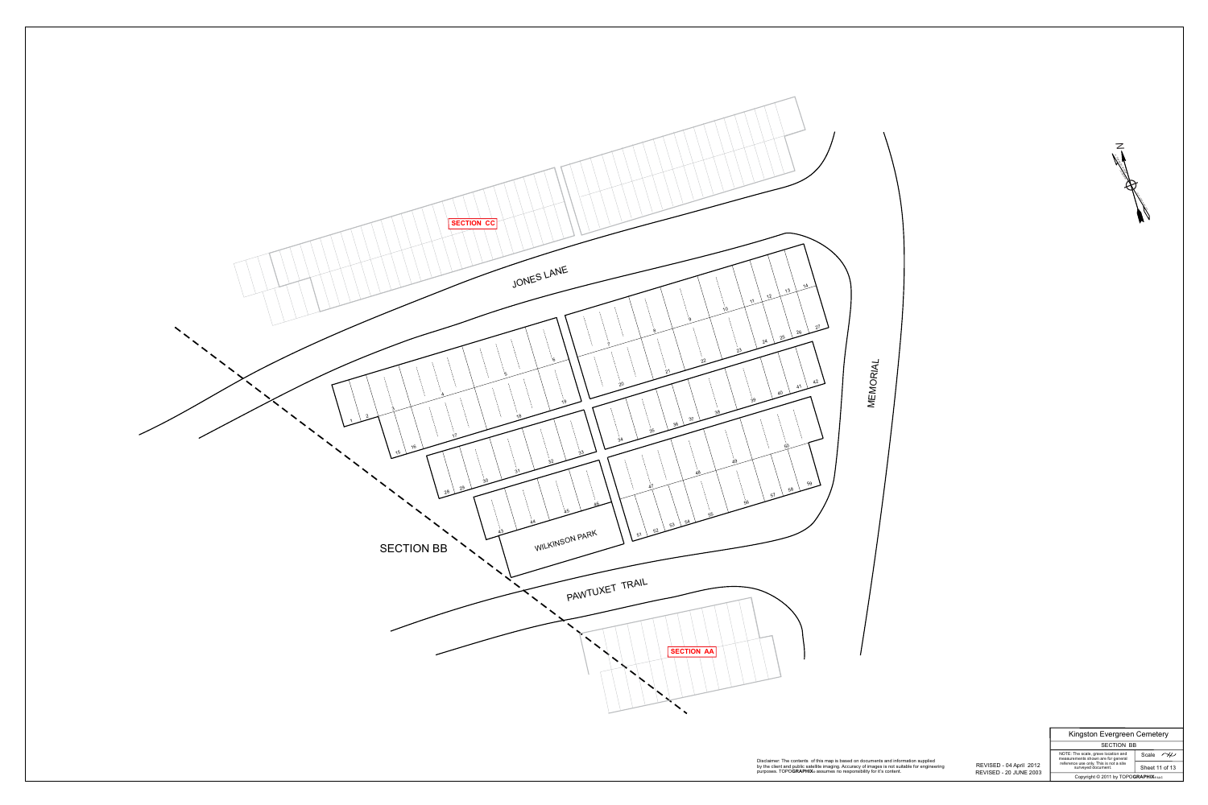SECTION CC

JONES LANE

MEMORIAL

SECTION BB

WILKINSON PARK

PAWTUXET TRAIL

SECTION AA

1 2 3 4 5 6 7 8 9 10 11 12 13 14

15 16 17 18 19 20 21 22 23 24 25 26 27

28 29 30 31 32 33 34 35 36 37 38 39 40 41 42

43 44 45 46 47 48 49 50

51 52 53 54 55 56 57 58 59

N

Disclaimer: The contents of this map is based on documents and information supplied by the client and public satellite imaging. Accuracy of images is not suitable for engineering purposes. TOPO**GRAPHIX**LLC assumes no responsibility for it's content.

REVISED - 04 April 2012
REVISED - 20 JUNE 2003

| Kingston Evergreen Cemetery | |
|---|---|
| SECTION BB | |
| NOTE: The scale, grave location and measurements shown are for general reference use only. This is not a site surveyed document. | Scale NTS |
| | Sheet 11 of 13 |
| Copyright © 2011 by TOPO**GRAPHIX**LLC | |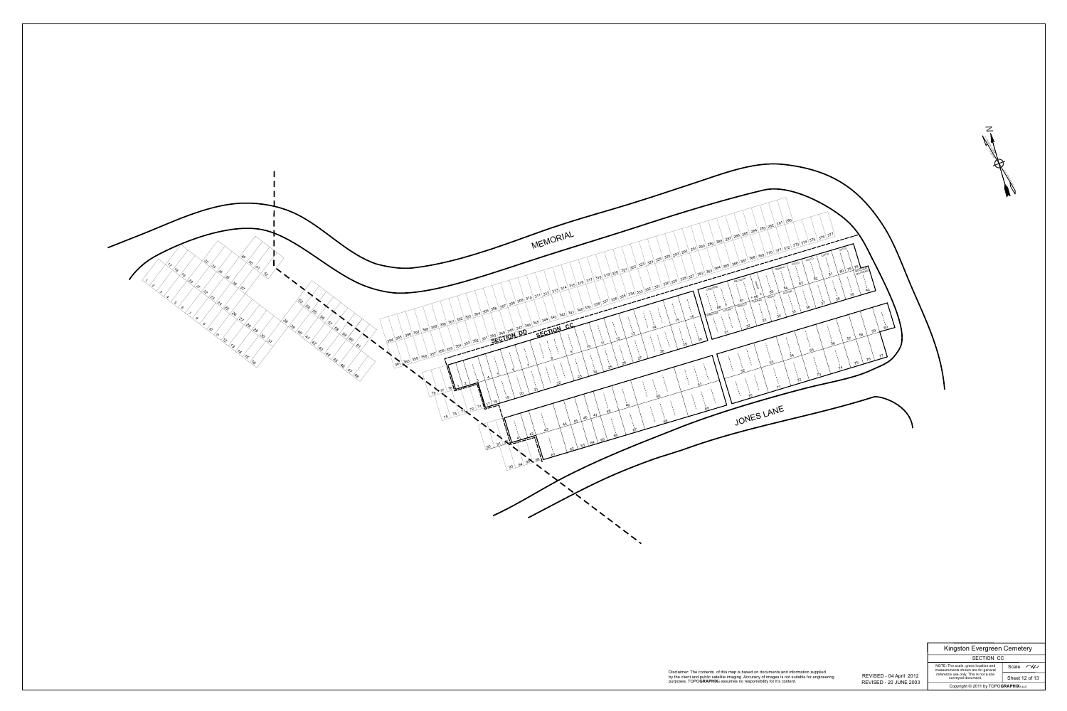MEMORIAL

SECTION DD

SECTION CC

JONES LANE

Disclaimer: The contents of this map is based on documents and information supplied by the client and public satellite imaging. Accuracy of images is not suitable for engineering purposes. TOPOGRAPHIX assumes no responsibility for it's content.

REVISED - 04 April 2012
REVISED - 20 JUNE 2003

| Kingston Evergreen Cemetery | |
|---|---|
| SECTION CC | |
| NOTE: The scale, grave location and measurements shown are for general reference use only. This is not a site surveyed document. | Scale |
| | Sheet 12 of 13 |
| Copyright © 2011 by TOPOGRAPHIX | |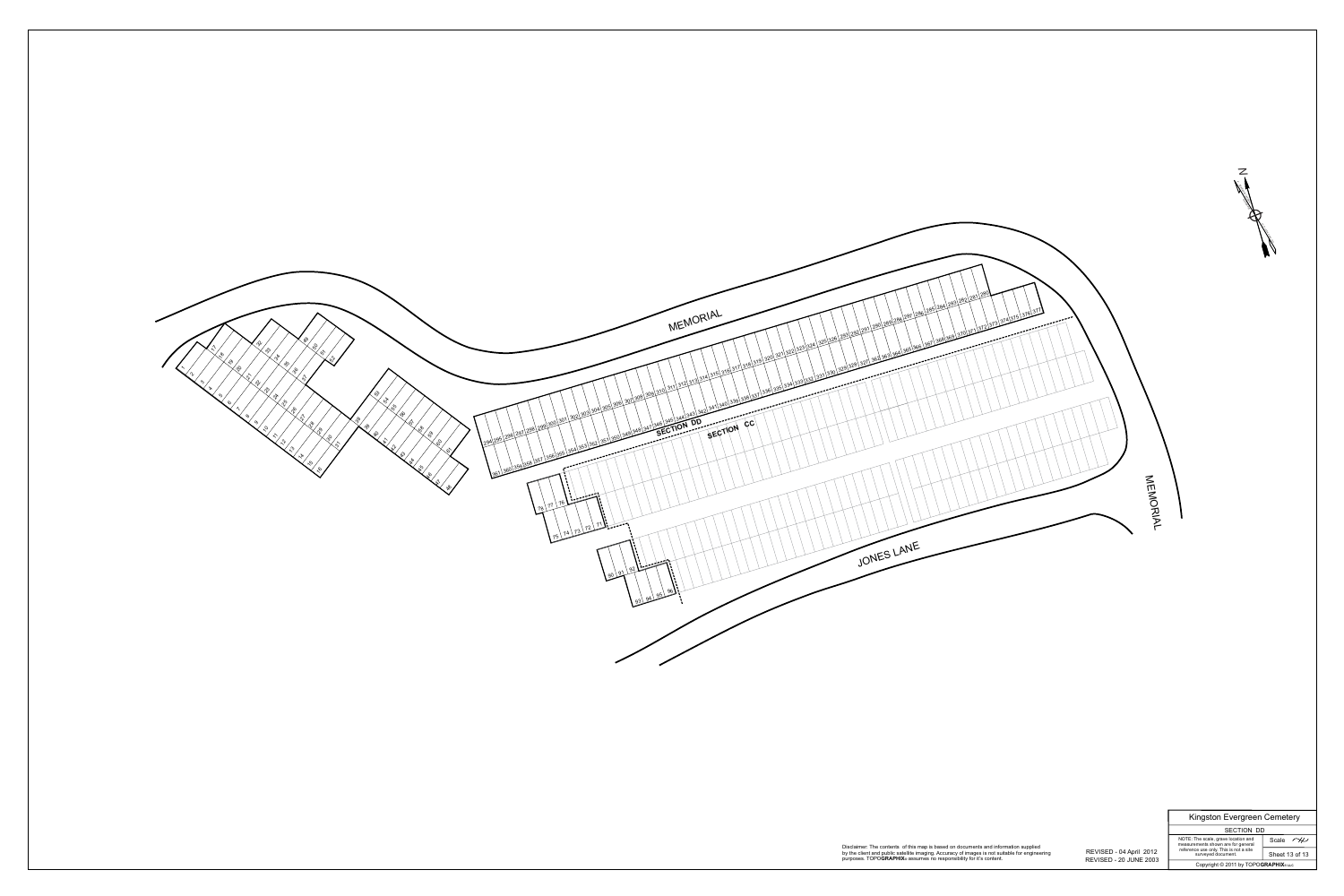MEMORIAL

MEMORIAL

JONES LANE

SECTION DD

SECTION CC

N

Disclaimer: The contents of this map is based on documents and information supplied by the client and public satellite imaging. Accuracy of images is not suitable for engineering purposes. TOPOGRAPHIX assumes no responsibility for it's content.

REVISED - 04 April 2012
REVISED - 20 JUNE 2003

| Kingston Evergreen Cemetery | |
|---|---|
| SECTION DD | |
| NOTE: The scale, grave location and measurements shown are for general reference use only. This is not a site surveyed document. | Scale ~NA |
| | Sheet 13 of 13 |
| Copyright © 2011 by TOPOGRAPHIX | |